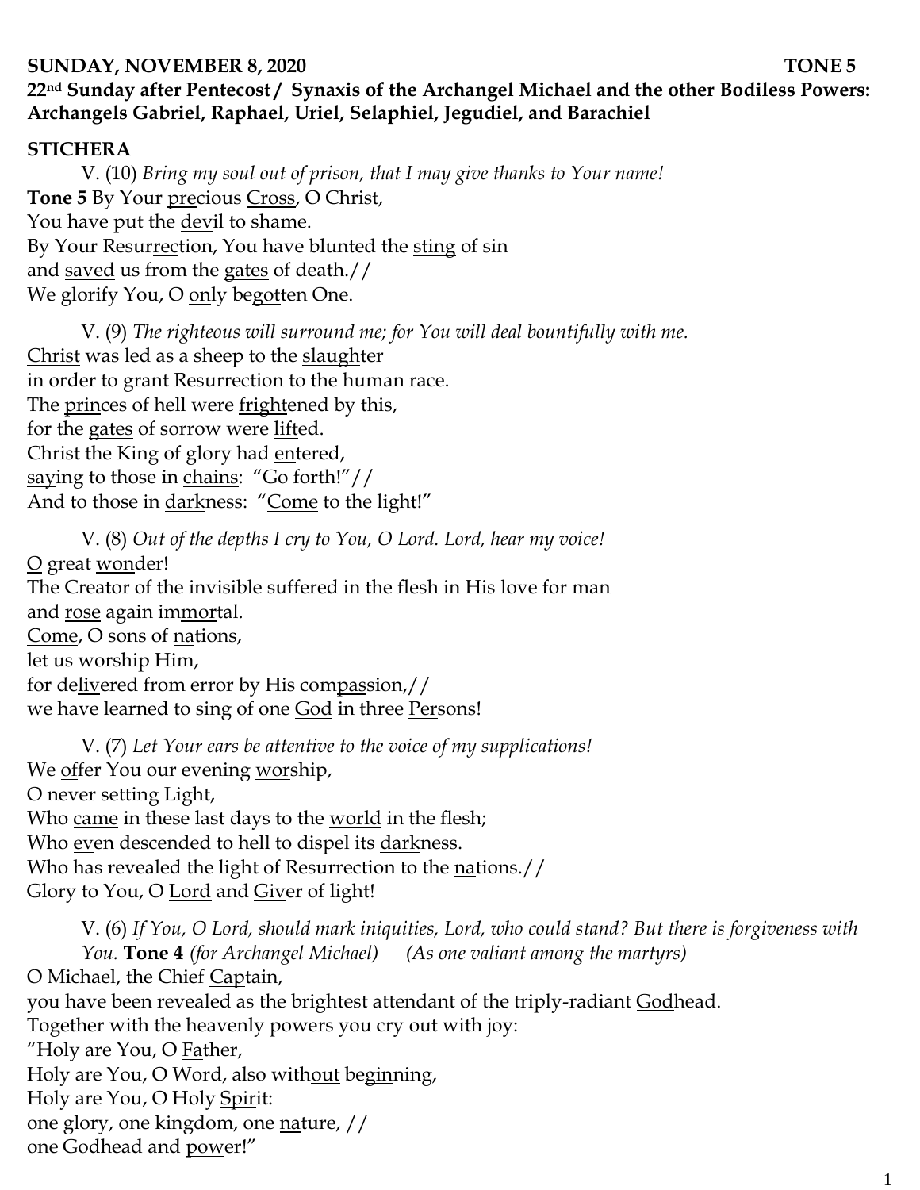**SUNDAY, NOVEMBER 8, 2020 TONE 5**

**22nd Sunday after Pentecost / Synaxis of the Archangel Michael and the other Bodiless Powers: Archangels Gabriel, Raphael, Uriel, Selaphiel, Jegudiel, and Barachiel**

**STICHERA**

V. (10) *Bring my soul out of prison, that I may give thanks to Your name!*

**Tone 5** By Your precious Cross, O Christ,
You have put the devil to shame.
By Your Resurrection, You have blunted the sting of sin
and saved us from the gates of death.//
We glorify You, O only begotten One.

V. (9) *The righteous will surround me; for You will deal bountifully with me.*

Christ was led as a sheep to the slaughter
in order to grant Resurrection to the human race.
The princes of hell were frightened by this,
for the gates of sorrow were lifted.
Christ the King of glory had entered,
saying to those in chains: "Go forth!"//
And to those in darkness: "Come to the light!"

V. (8) *Out of the depths I cry to You, O Lord. Lord, hear my voice!*

O great wonder!
The Creator of the invisible suffered in the flesh in His love for man
and rose again immortal.
Come, O sons of nations,
let us worship Him,
for delivered from error by His compassion,//
we have learned to sing of one God in three Persons!

V. (7) *Let Your ears be attentive to the voice of my supplications!*

We offer You our evening worship,
O never setting Light,
Who came in these last days to the world in the flesh;
Who even descended to hell to dispel its darkness.
Who has revealed the light of Resurrection to the nations.//
Glory to You, O Lord and Giver of light!

V. (6) *If You, O Lord, should mark iniquities, Lord, who could stand? But there is forgiveness with You.* **Tone 4** *(for Archangel Michael) (As one valiant among the martyrs)*

O Michael, the Chief Captain,
you have been revealed as the brightest attendant of the triply-radiant Godhead.
Together with the heavenly powers you cry out with joy:
"Holy are You, O Father,
Holy are You, O Word, also without beginning,
Holy are You, O Holy Spirit:
one glory, one kingdom, one nature, //
one Godhead and power!"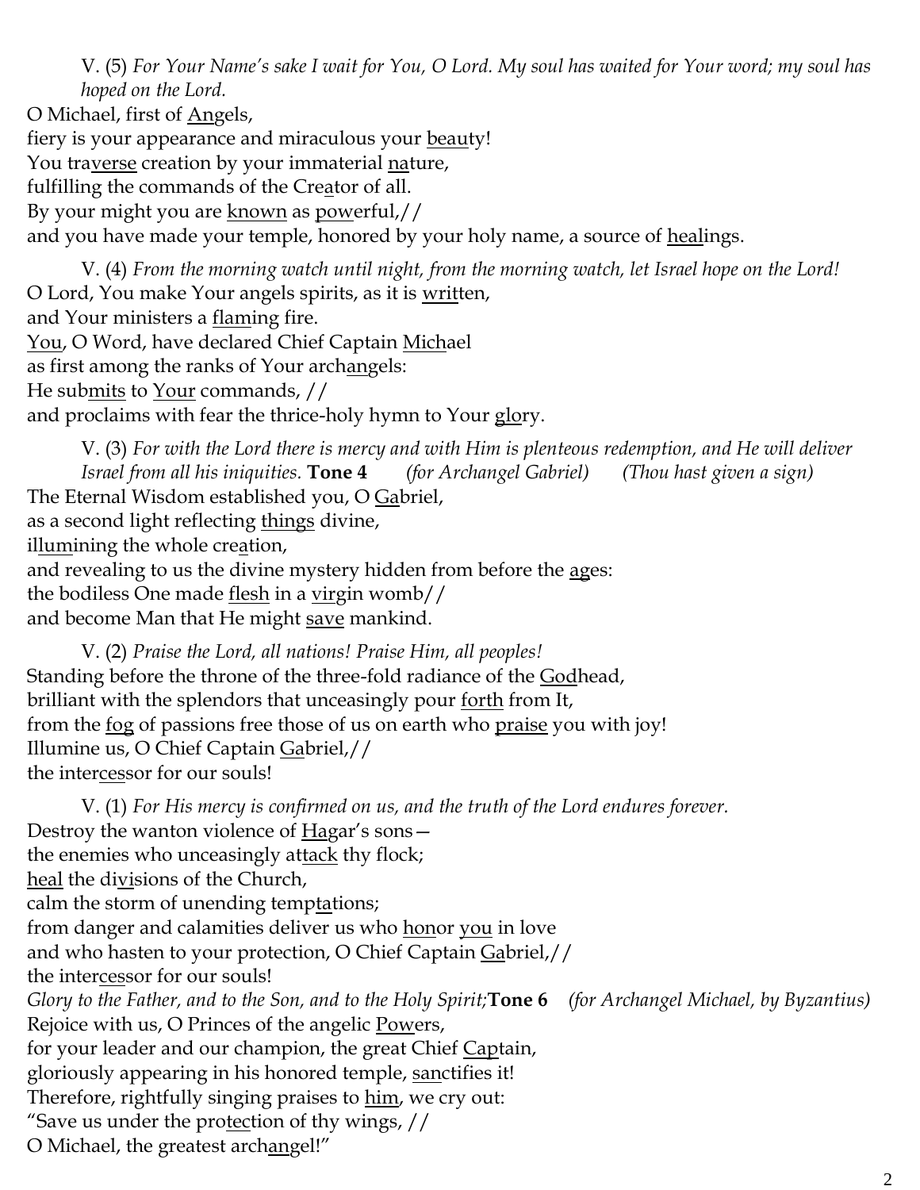V. (5) *For Your Name's sake I wait for You, O Lord. My soul has waited for Your word; my soul has hoped on the Lord.*

O Michael, first of <u>An</u>gels,
fiery is your appearance and miraculous your <u>beau</u>ty!
You tra<u>verse</u> creation by your immaterial <u>na</u>ture,
fulfilling the commands of the Cre<u>a</u>tor of all.
By your might you are <u>known</u> as <u>pow</u>erful,//
and you have made your temple, honored by your holy name, a source of <u>heal</u>ings.

V. (4) *From the morning watch until night, from the morning watch, let Israel hope on the Lord!*

O Lord, You make Your angels spirits, as it is <u>writ</u>ten,
and Your ministers a <u>flam</u>ing fire.
<u>You</u>, O Word, have declared Chief Captain <u>Mich</u>ael
as first among the ranks of Your arch<u>an</u>gels:
He sub<u>mits</u> to <u>Your</u> commands, //
and proclaims with fear the thrice-holy hymn to Your <u>glo</u>ry.

V. (3) *For with the Lord there is mercy and with Him is plenteous redemption, and He will deliver Israel from all his iniquities.* **Tone 4** *(for Archangel Gabriel)* *(Thou hast given a sign)*

The Eternal Wisdom established you, O <u>Ga</u>briel,
as a second light reflecting <u>things</u> divine,
il<u>lum</u>ining the whole cre<u>a</u>tion,
and revealing to us the divine mystery hidden from before the <u>ag</u>es:
the bodiless One made <u>flesh</u> in a <u>vir</u>gin womb//
and become Man that He might <u>save</u> mankind.

V. (2) *Praise the Lord, all nations! Praise Him, all peoples!*

Standing before the throne of the three-fold radiance of the <u>God</u>head,
brilliant with the splendors that unceasingly pour <u>forth</u> from It,
from the <u>fog</u> of passions free those of us on earth who <u>praise</u> you with joy!
Illumine us, O Chief Captain <u>Ga</u>briel,//
the inter<u>ces</u>sor for our souls!

V. (1) *For His mercy is confirmed on us, and the truth of the Lord endures forever.*

Destroy the wanton violence of <u>Ha</u>gar's sons—
the enemies who unceasingly at<u>tack</u> thy flock;
<u>heal</u> the di<u>vi</u>sions of the Church,
calm the storm of unending temp<u>ta</u>tions;
from danger and calamities deliver us who <u>hon</u>or <u>you</u> in love
and who hasten to your protection, O Chief Captain <u>Ga</u>briel,//
the inter<u>ces</u>sor for our souls!

*Glory to the Father, and to the Son, and to the Holy Spirit;* **Tone 6** *(for Archangel Michael, by Byzantius)*

Rejoice with us, O Princes of the angelic <u>Pow</u>ers,
for your leader and our champion, the great Chief <u>Cap</u>tain,
gloriously appearing in his honored temple, <u>san</u>ctifies it!
Therefore, rightfully singing praises to <u>him</u>, we cry out:
"Save us under the pro<u>tec</u>tion of thy wings, //
O Michael, the greatest arch<u>an</u>gel!"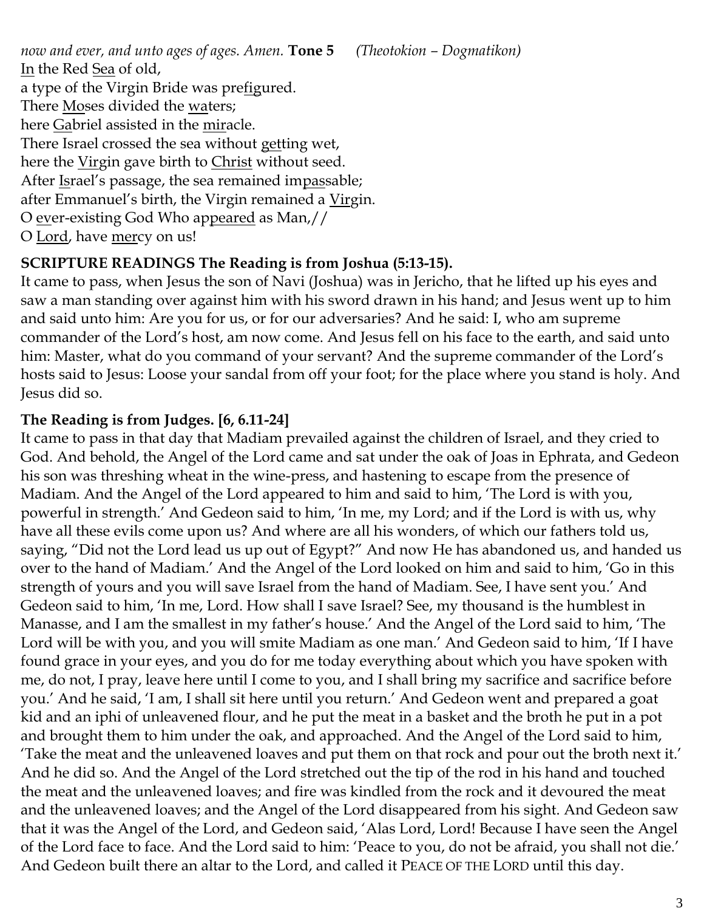*now and ever, and unto ages of ages. Amen.* **Tone 5** *(Theotokion – Dogmatikon)*
In the Red Sea of old,
a type of the Virgin Bride was prefigured.
There Moses divided the waters;
here Gabriel assisted in the miracle.
There Israel crossed the sea without getting wet,
here the Virgin gave birth to Christ without seed.
After Israel's passage, the sea remained impassable;
after Emmanuel's birth, the Virgin remained a Virgin.
O ever-existing God Who appeared as Man,//
O Lord, have mercy on us!

**SCRIPTURE READINGS The Reading is from Joshua (5:13-15).**

It came to pass, when Jesus the son of Navi (Joshua) was in Jericho, that he lifted up his eyes and saw a man standing over against him with his sword drawn in his hand; and Jesus went up to him and said unto him: Are you for us, or for our adversaries? And he said: I, who am supreme commander of the Lord's host, am now come. And Jesus fell on his face to the earth, and said unto him: Master, what do you command of your servant? And the supreme commander of the Lord's hosts said to Jesus: Loose your sandal from off your foot; for the place where you stand is holy. And Jesus did so.

**The Reading is from Judges. [6, 6.11-24]**

It came to pass in that day that Madiam prevailed against the children of Israel, and they cried to God. And behold, the Angel of the Lord came and sat under the oak of Joas in Ephrata, and Gedeon his son was threshing wheat in the wine-press, and hastening to escape from the presence of Madiam. And the Angel of the Lord appeared to him and said to him, 'The Lord is with you, powerful in strength.' And Gedeon said to him, 'In me, my Lord; and if the Lord is with us, why have all these evils come upon us? And where are all his wonders, of which our fathers told us, saying, "Did not the Lord lead us up out of Egypt?" And now He has abandoned us, and handed us over to the hand of Madiam.' And the Angel of the Lord looked on him and said to him, 'Go in this strength of yours and you will save Israel from the hand of Madiam. See, I have sent you.' And Gedeon said to him, 'In me, Lord. How shall I save Israel? See, my thousand is the humblest in Manasse, and I am the smallest in my father's house.' And the Angel of the Lord said to him, 'The Lord will be with you, and you will smite Madiam as one man.' And Gedeon said to him, 'If I have found grace in your eyes, and you do for me today everything about which you have spoken with me, do not, I pray, leave here until I come to you, and I shall bring my sacrifice and sacrifice before you.' And he said, 'I am, I shall sit here until you return.' And Gedeon went and prepared a goat kid and an iphi of unleavened flour, and he put the meat in a basket and the broth he put in a pot and brought them to him under the oak, and approached. And the Angel of the Lord said to him, 'Take the meat and the unleavened loaves and put them on that rock and pour out the broth next it.' And he did so. And the Angel of the Lord stretched out the tip of the rod in his hand and touched the meat and the unleavened loaves; and fire was kindled from the rock and it devoured the meat and the unleavened loaves; and the Angel of the Lord disappeared from his sight. And Gedeon saw that it was the Angel of the Lord, and Gedeon said, 'Alas Lord, Lord! Because I have seen the Angel of the Lord face to face. And the Lord said to him: 'Peace to you, do not be afraid, you shall not die.' And Gedeon built there an altar to the Lord, and called it PEACE OF THE LORD until this day.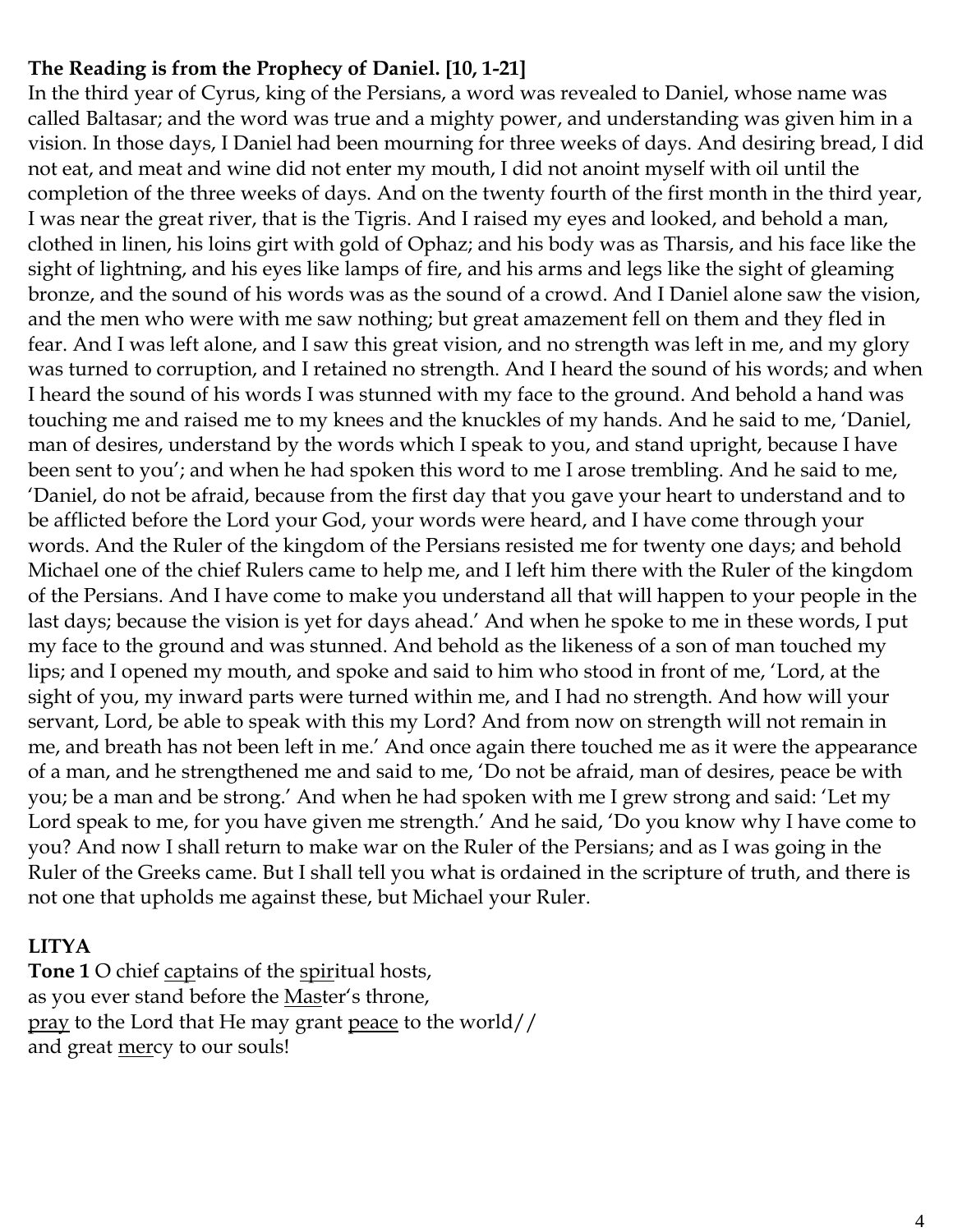**The Reading is from the Prophecy of Daniel. [10, 1-21]**

In the third year of Cyrus, king of the Persians, a word was revealed to Daniel, whose name was called Baltasar; and the word was true and a mighty power, and understanding was given him in a vision. In those days, I Daniel had been mourning for three weeks of days. And desiring bread, I did not eat, and meat and wine did not enter my mouth, I did not anoint myself with oil until the completion of the three weeks of days. And on the twenty fourth of the first month in the third year, I was near the great river, that is the Tigris. And I raised my eyes and looked, and behold a man, clothed in linen, his loins girt with gold of Ophaz; and his body was as Tharsis, and his face like the sight of lightning, and his eyes like lamps of fire, and his arms and legs like the sight of gleaming bronze, and the sound of his words was as the sound of a crowd. And I Daniel alone saw the vision, and the men who were with me saw nothing; but great amazement fell on them and they fled in fear. And I was left alone, and I saw this great vision, and no strength was left in me, and my glory was turned to corruption, and I retained no strength. And I heard the sound of his words; and when I heard the sound of his words I was stunned with my face to the ground. And behold a hand was touching me and raised me to my knees and the knuckles of my hands. And he said to me, 'Daniel, man of desires, understand by the words which I speak to you, and stand upright, because I have been sent to you'; and when he had spoken this word to me I arose trembling. And he said to me, 'Daniel, do not be afraid, because from the first day that you gave your heart to understand and to be afflicted before the Lord your God, your words were heard, and I have come through your words. And the Ruler of the kingdom of the Persians resisted me for twenty one days; and behold Michael one of the chief Rulers came to help me, and I left him there with the Ruler of the kingdom of the Persians. And I have come to make you understand all that will happen to your people in the last days; because the vision is yet for days ahead.' And when he spoke to me in these words, I put my face to the ground and was stunned. And behold as the likeness of a son of man touched my lips; and I opened my mouth, and spoke and said to him who stood in front of me, 'Lord, at the sight of you, my inward parts were turned within me, and I had no strength. And how will your servant, Lord, be able to speak with this my Lord? And from now on strength will not remain in me, and breath has not been left in me.' And once again there touched me as it were the appearance of a man, and he strengthened me and said to me, 'Do not be afraid, man of desires, peace be with you; be a man and be strong.' And when he had spoken with me I grew strong and said: 'Let my Lord speak to me, for you have given me strength.' And he said, 'Do you know why I have come to you? And now I shall return to make war on the Ruler of the Persians; and as I was going in the Ruler of the Greeks came. But I shall tell you what is ordained in the scripture of truth, and there is not one that upholds me against these, but Michael your Ruler.

**LITYA**

**Tone 1** O chief <u>cap</u>tains of the <u>spir</u>itual hosts,  
as you ever stand before the <u>Mas</u>ter's throne,  
<u>pray</u> to the Lord that He may grant <u>peace</u> to the world//  
and great <u>mer</u>cy to our souls!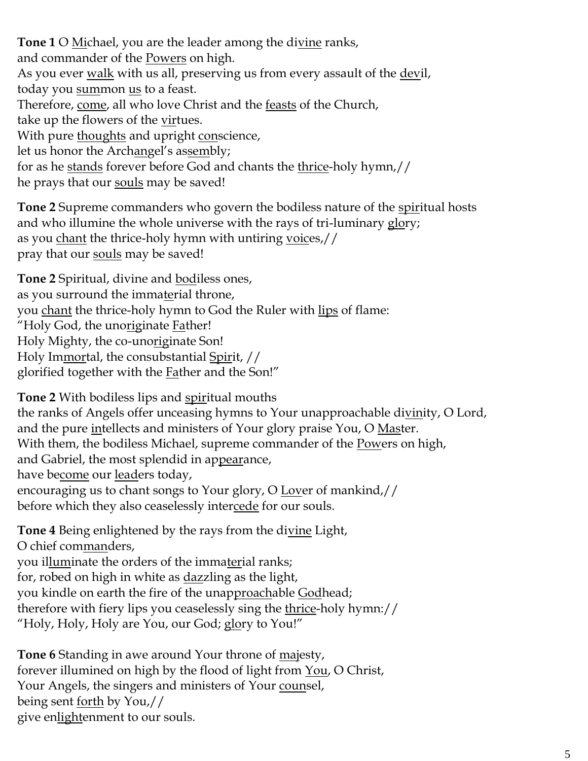**Tone 1** O <u>Mi</u>chael, you are the leader among the di<u>vine</u> ranks,
and commander of the <u>Powers</u> on high.
As you ever <u>walk</u> with us all, preserving us from every assault of the <u>devi</u>l,
today you <u>sum</u>mon <u>us</u> to a feast.
Therefore, <u>come</u>, all who love Christ and the <u>feasts</u> of the Church,
take up the flowers of the <u>vir</u>tues.
With pure <u>thoughts</u> and upright <u>con</u>science,
let us honor the Arch<u>angel</u>'s as<u>sem</u>bly;
for as he <u>stands</u> forever before God and chants the <u>thrice</u>-holy hymn,//
he prays that our <u>souls</u> may be saved!

**Tone 2** Supreme commanders who govern the bodiless nature of the <u>spiri</u>tual hosts
and who illumine the whole universe with the rays of tri-luminary <u>glo</u>ry;
as you <u>chant</u> the thrice-holy hymn with untiring <u>voic</u>es,//
pray that our <u>souls</u> may be saved!

**Tone 2** Spiritual, divine and <u>bod</u>iless ones,
as you surround the imma<u>ter</u>ial throne,
you <u>chant</u> the thrice-holy hymn to God the Ruler with <u>lips</u> of flame:
"Holy God, the uno<u>rig</u>inate <u>Fa</u>ther!
Holy Mighty, the co-uno<u>rig</u>inate Son!
Holy Im<u>mor</u>tal, the consubstantial <u>Spir</u>it, //
glorified together with the <u>Fa</u>ther and the Son!"

**Tone 2** With bodiless lips and <u>spir</u>itual mouths
the ranks of Angels offer unceasing hymns to Your unapproachable di<u>vin</u>ity, O Lord,
and the pure <u>in</u>tellects and ministers of Your glory praise You, O <u>Mas</u>ter.
With them, the bodiless Michael, supreme commander of the <u>Pow</u>ers on high,
and Gabriel, the most splendid in ap<u>pear</u>ance,
have be<u>come</u> our <u>lead</u>ers today,
encouraging us to chant songs to Your glory, O <u>Lov</u>er of mankind,//
before which they also ceaselessly inter<u>cede</u> for our souls.

**Tone 4** Being enlightened by the rays from the di<u>vine</u> Light,
O chief com<u>man</u>ders,
you il<u>lum</u>inate the orders of the imma<u>ter</u>ial ranks;
for, robed on high in white as <u>daz</u>zling as the light,
you kindle on earth the fire of the unap<u>proach</u>able <u>God</u>head;
therefore with fiery lips you ceaselessly sing the <u>thrice</u>-holy hymn://
"Holy, Holy, Holy are You, our God; <u>glo</u>ry to You!"

**Tone 6** Standing in awe around Your throne of <u>ma</u>jesty,
forever illumined on high by the flood of light from <u>You</u>, O Christ,
Your Angels, the singers and ministers of Your <u>coun</u>sel,
being sent <u>forth</u> by You,//
give en<u>light</u>enment to our souls.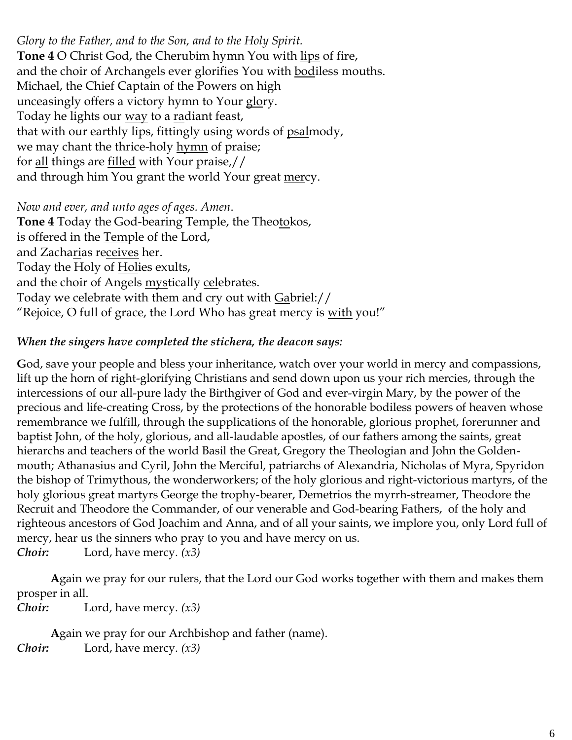*Glory to the Father, and to the Son, and to the Holy Spirit.*
**Tone 4** O Christ God, the Cherubim hymn You with lips of fire,
and the choir of Archangels ever glorifies You with bodiless mouths.
Michael, the Chief Captain of the Powers on high
unceasingly offers a victory hymn to Your glory.
Today he lights our way to a radiant feast,
that with our earthly lips, fittingly using words of psalmody,
we may chant the thrice-holy hymn of praise;
for all things are filled with Your praise,//
and through him You grant the world Your great mercy.

*Now and ever, and unto ages of ages. Amen.*
**Tone 4** Today the God-bearing Temple, the Theotokos,
is offered in the Temple of the Lord,
and Zacharias receives her.
Today the Holy of Holies exults,
and the choir of Angels mystically celebrates.
Today we celebrate with them and cry out with Gabriel://
"Rejoice, O full of grace, the Lord Who has great mercy is with you!"

***When the singers have completed the stichera, the deacon says:***

**G**od, save your people and bless your inheritance, watch over your world in mercy and compassions, lift up the horn of right-glorifying Christians and send down upon us your rich mercies, through the intercessions of our all-pure lady the Birthgiver of God and ever-virgin Mary, by the power of the precious and life-creating Cross, by the protections of the honorable bodiless powers of heaven whose remembrance we fulfill, through the supplications of the honorable, glorious prophet, forerunner and baptist John, of the holy, glorious, and all-laudable apostles, of our fathers among the saints, great hierarchs and teachers of the world Basil the Great, Gregory the Theologian and John the Golden-mouth; Athanasius and Cyril, John the Merciful, patriarchs of Alexandria, Nicholas of Myra, Spyridon the bishop of Trimythous, the wonderworkers; of the holy glorious and right-victorious martyrs, of the holy glorious great martyrs George the trophy-bearer, Demetrios the myrrh-streamer, Theodore the Recruit and Theodore the Commander, of our venerable and God-bearing Fathers, of the holy and righteous ancestors of God Joachim and Anna, and of all your saints, we implore you, only Lord full of mercy, hear us the sinners who pray to you and have mercy on us.
***Choir:*** Lord, have mercy. *(x3)*

**A**gain we pray for our rulers, that the Lord our God works together with them and makes them prosper in all.
***Choir:*** Lord, have mercy. *(x3)*

**A**gain we pray for our Archbishop and father (name).
***Choir:*** Lord, have mercy. *(x3)*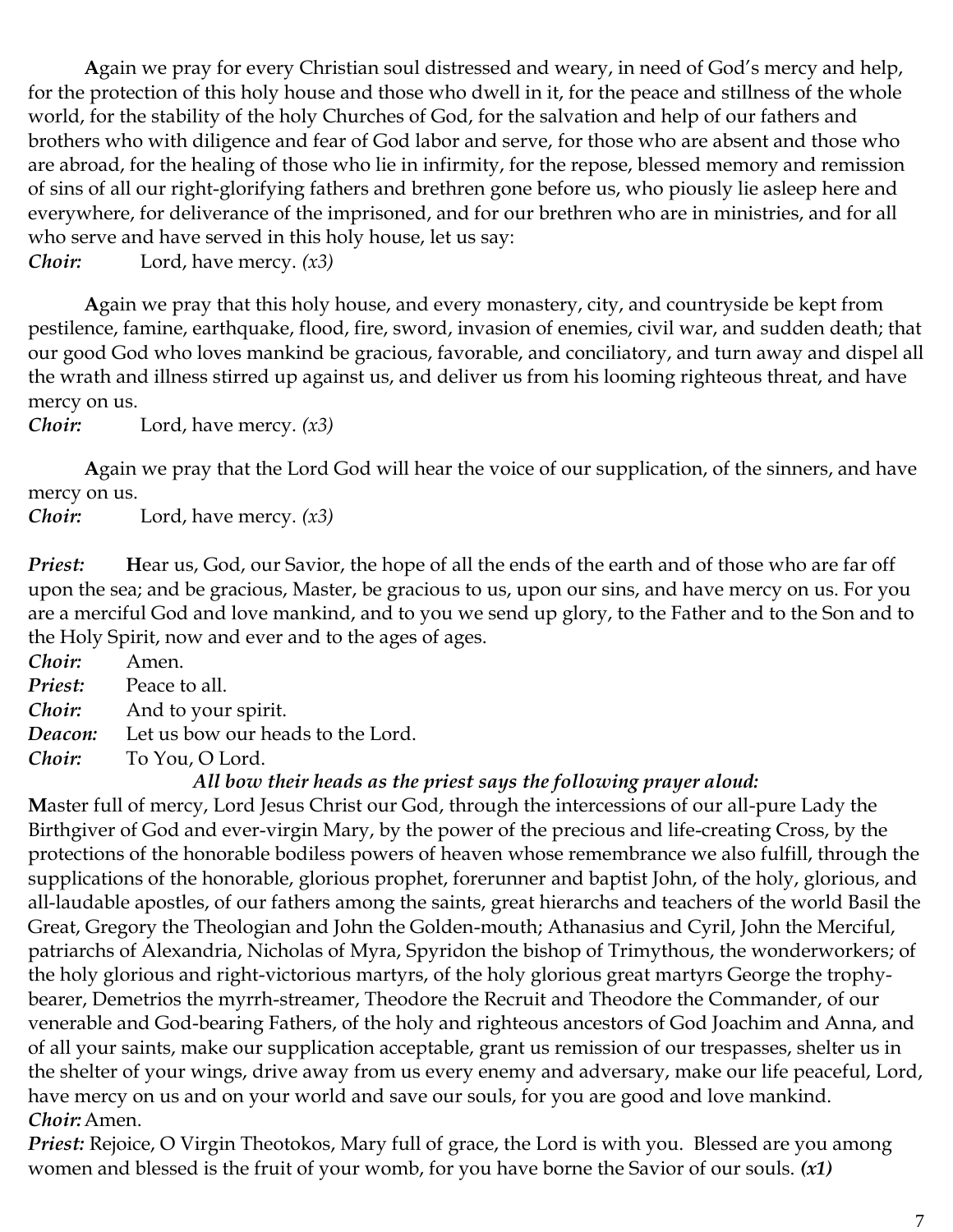**A**gain we pray for every Christian soul distressed and weary, in need of God's mercy and help, for the protection of this holy house and those who dwell in it, for the peace and stillness of the whole world, for the stability of the holy Churches of God, for the salvation and help of our fathers and brothers who with diligence and fear of God labor and serve, for those who are absent and those who are abroad, for the healing of those who lie in infirmity, for the repose, blessed memory and remission of sins of all our right-glorifying fathers and brethren gone before us, who piously lie asleep here and everywhere, for deliverance of the imprisoned, and for our brethren who are in ministries, and for all who serve and have served in this holy house, let us say:

***Choir:*** Lord, have mercy. *(x3)*

**A**gain we pray that this holy house, and every monastery, city, and countryside be kept from pestilence, famine, earthquake, flood, fire, sword, invasion of enemies, civil war, and sudden death; that our good God who loves mankind be gracious, favorable, and conciliatory, and turn away and dispel all the wrath and illness stirred up against us, and deliver us from his looming righteous threat, and have mercy on us.

***Choir:*** Lord, have mercy. *(x3)*

**A**gain we pray that the Lord God will hear the voice of our supplication, of the sinners, and have mercy on us.

***Choir:*** Lord, have mercy. *(x3)*

***Priest:*** **H**ear us, God, our Savior, the hope of all the ends of the earth and of those who are far off upon the sea; and be gracious, Master, be gracious to us, upon our sins, and have mercy on us. For you are a merciful God and love mankind, and to you we send up glory, to the Father and to the Son and to the Holy Spirit, now and ever and to the ages of ages.

***Choir:*** Amen.

***Priest:*** Peace to all.

***Choir:*** And to your spirit.

***Deacon:*** Let us bow our heads to the Lord.

***Choir:*** To You, O Lord.

***All bow their heads as the priest says the following prayer aloud:***

**M**aster full of mercy, Lord Jesus Christ our God, through the intercessions of our all-pure Lady the Birthgiver of God and ever-virgin Mary, by the power of the precious and life-creating Cross, by the protections of the honorable bodiless powers of heaven whose remembrance we also fulfill, through the supplications of the honorable, glorious prophet, forerunner and baptist John, of the holy, glorious, and all-laudable apostles, of our fathers among the saints, great hierarchs and teachers of the world Basil the Great, Gregory the Theologian and John the Golden-mouth; Athanasius and Cyril, John the Merciful, patriarchs of Alexandria, Nicholas of Myra, Spyridon the bishop of Trimythous, the wonderworkers; of the holy glorious and right-victorious martyrs, of the holy glorious great martyrs George the trophy-bearer, Demetrios the myrrh-streamer, Theodore the Recruit and Theodore the Commander, of our venerable and God-bearing Fathers, of the holy and righteous ancestors of God Joachim and Anna, and of all your saints, make our supplication acceptable, grant us remission of our trespasses, shelter us in the shelter of your wings, drive away from us every enemy and adversary, make our life peaceful, Lord, have mercy on us and on your world and save our souls, for you are good and love mankind.

***Choir:*** Amen.

***Priest:*** Rejoice, O Virgin Theotokos, Mary full of grace, the Lord is with you. Blessed are you among women and blessed is the fruit of your womb, for you have borne the Savior of our souls. ***(x1)***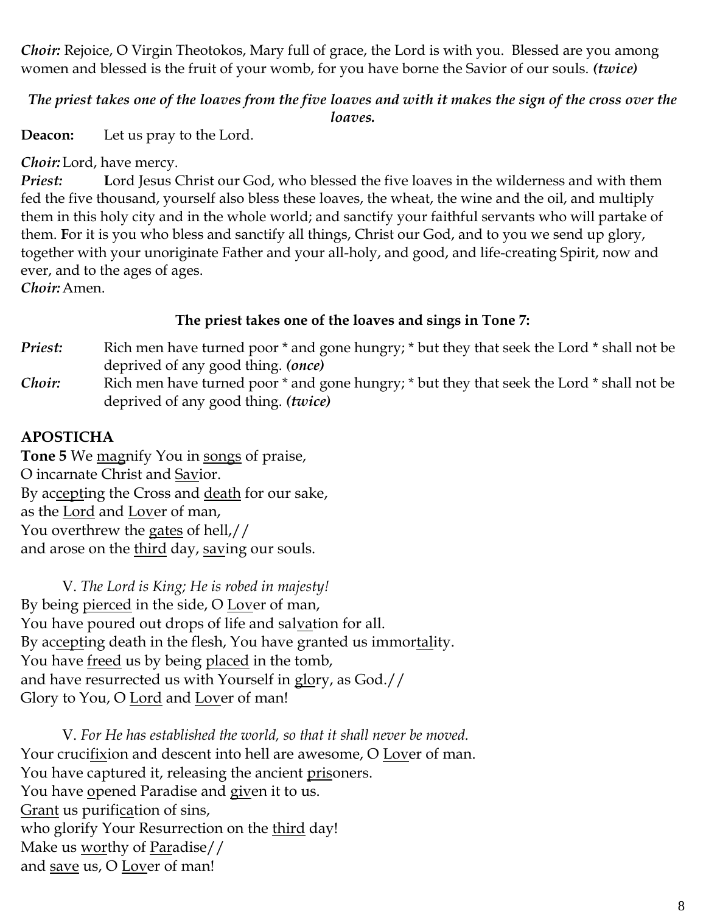***Choir:*** Rejoice, O Virgin Theotokos, Mary full of grace, the Lord is with you. Blessed are you among women and blessed is the fruit of your womb, for you have borne the Savior of our souls. ***(twice)***

***The priest takes one of the loaves from the five loaves and with it makes the sign of the cross over the loaves.***

**Deacon:** Let us pray to the Lord.

***Choir:*** Lord, have mercy.

***Priest:*** **L**ord Jesus Christ our God, who blessed the five loaves in the wilderness and with them fed the five thousand, yourself also bless these loaves, the wheat, the wine and the oil, and multiply them in this holy city and in the whole world; and sanctify your faithful servants who will partake of them. **F**or it is you who bless and sanctify all things, Christ our God, and to you we send up glory, together with your unoriginate Father and your all-holy, and good, and life-creating Spirit, now and ever, and to the ages of ages.

***Choir:*** Amen.

**The priest takes one of the loaves and sings in Tone 7:**

***Priest:*** Rich men have turned poor * and gone hungry; * but they that seek the Lord * shall not be deprived of any good thing. ***(once)***

***Choir:*** Rich men have turned poor * and gone hungry; * but they that seek the Lord * shall not be deprived of any good thing. ***(twice)***

**APOSTICHA**

**Tone 5** We <u>mag</u>nify You in <u>songs</u> of praise,
O incarnate Christ and <u>Sav</u>ior.
By ac<u>cept</u>ing the Cross and <u>death</u> for our sake,
as the <u>Lord</u> and <u>Lov</u>er of man,
You overthrew the <u>gates</u> of hell,//
and arose on the <u>third</u> day, <u>sav</u>ing our souls.

V. *The Lord is King; He is robed in majesty!*
By being <u>pierced</u> in the side, O <u>Lov</u>er of man,
You have poured out drops of life and sal<u>va</u>tion for all.
By ac<u>cept</u>ing death in the flesh, You have granted us immor<u>tal</u>ity.
You have <u>freed</u> us by being <u>placed</u> in the tomb,
and have resurrected us with Yourself in <u>glo</u>ry, as God.//
Glory to You, O <u>Lord</u> and <u>Lov</u>er of man!

V. *For He has established the world, so that it shall never be moved.*
Your cruci<u>fix</u>ion and descent into hell are awesome, O <u>Lov</u>er of man.
You have captured it, releasing the ancient <u>pris</u>oners.
You have <u>o</u>pened Paradise and <u>giv</u>en it to us.
<u>Grant</u> us purifi<u>ca</u>tion of sins,
who glorify Your Resurrection on the <u>third</u> day!
Make us <u>wor</u>thy of <u>Par</u>adise//
and <u>save</u> us, O <u>Lov</u>er of man!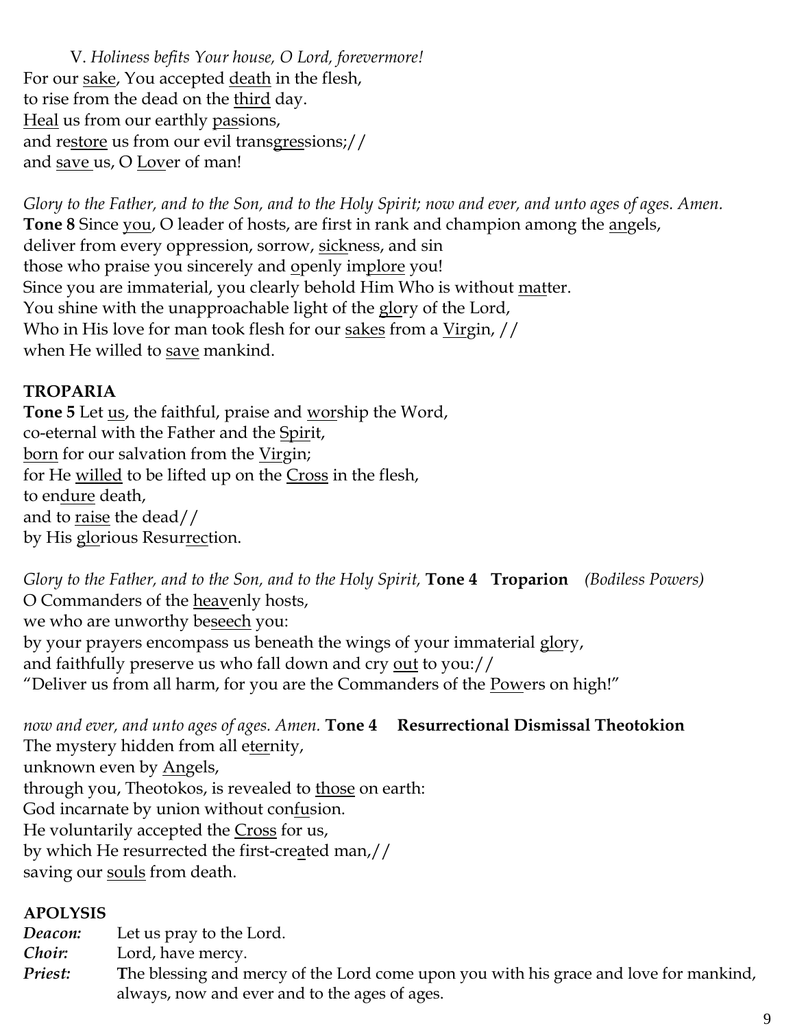V. *Holiness befits Your house, O Lord, forevermore!*
For our sake, You accepted death in the flesh,
to rise from the dead on the third day.
Heal us from our earthly passions,
and restore us from our evil transgressions;//
and save us, O Lover of man!

*Glory to the Father, and to the Son, and to the Holy Spirit; now and ever, and unto ages of ages. Amen.*
**Tone 8** Since you, O leader of hosts, are first in rank and champion among the angels,
deliver from every oppression, sorrow, sickness, and sin
those who praise you sincerely and openly implore you!
Since you are immaterial, you clearly behold Him Who is without matter.
You shine with the unapproachable light of the glory of the Lord,
Who in His love for man took flesh for our sakes from a Virgin, //
when He willed to save mankind.

**TROPARIA**

**Tone 5** Let us, the faithful, praise and worship the Word,
co-eternal with the Father and the Spirit,
born for our salvation from the Virgin;
for He willed to be lifted up on the Cross in the flesh,
to endure death,
and to raise the dead//
by His glorious Resurrection.

*Glory to the Father, and to the Son, and to the Holy Spirit,* **Tone 4 Troparion** *(Bodiless Powers)*
O Commanders of the heavenly hosts,
we who are unworthy beseech you:
by your prayers encompass us beneath the wings of your immaterial glory,
and faithfully preserve us who fall down and cry out to you://
"Deliver us from all harm, for you are the Commanders of the Powers on high!"

*now and ever, and unto ages of ages. Amen.* **Tone 4 Resurrectional Dismissal Theotokion**
The mystery hidden from all eternity,
unknown even by Angels,
through you, Theotokos, is revealed to those on earth:
God incarnate by union without confusion.
He voluntarily accepted the Cross for us,
by which He resurrected the first-created man,//
saving our souls from death.

**APOLYSIS**

***Deacon:*** Let us pray to the Lord.
***Choir:*** Lord, have mercy.
***Priest:*** **T**he blessing and mercy of the Lord come upon you with his grace and love for mankind, always, now and ever and to the ages of ages.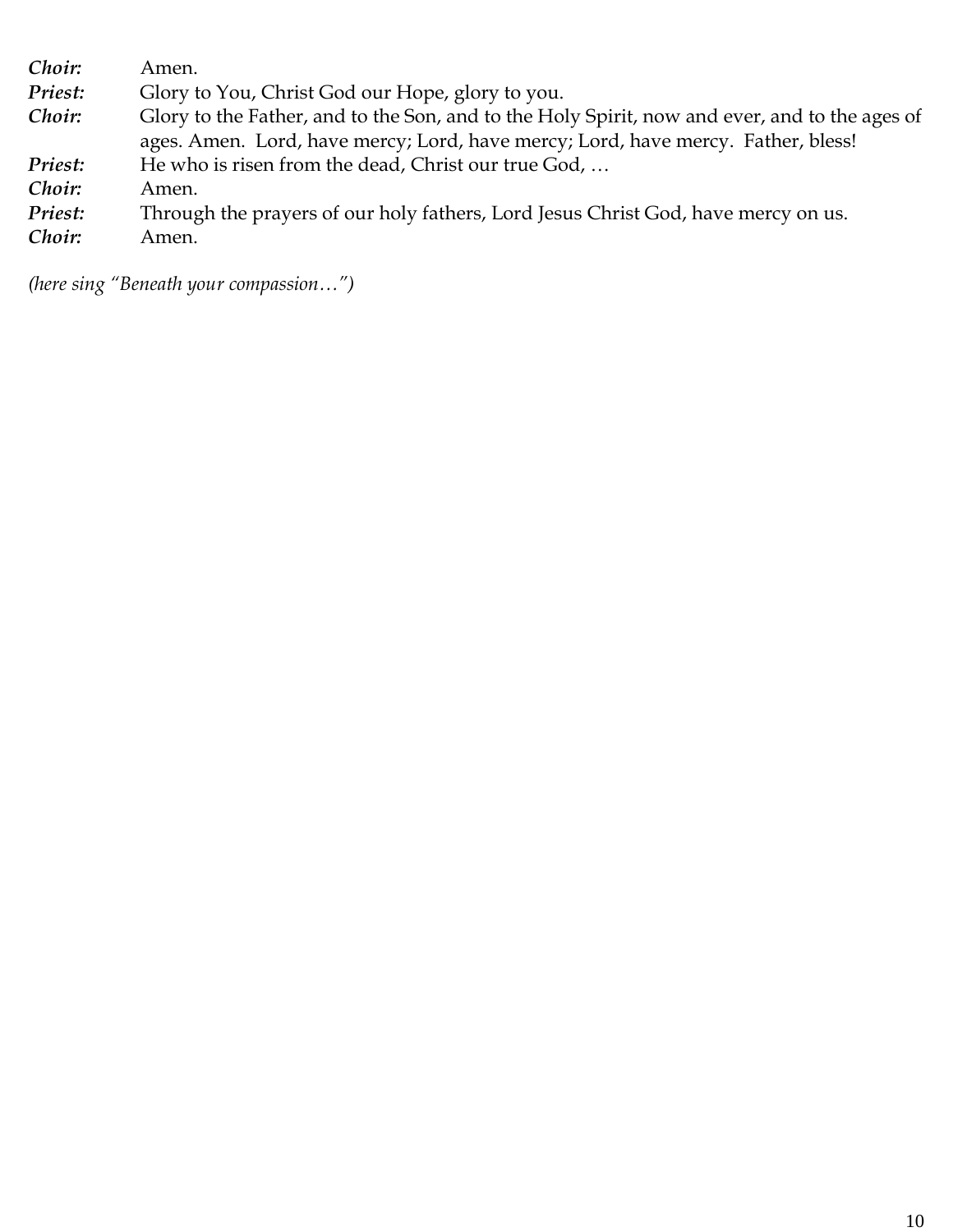***Choir:*** Amen.

***Priest:*** Glory to You, Christ God our Hope, glory to you.

***Choir:*** Glory to the Father, and to the Son, and to the Holy Spirit, now and ever, and to the ages of ages. Amen. Lord, have mercy; Lord, have mercy; Lord, have mercy. Father, bless!

***Priest:*** He who is risen from the dead, Christ our true God, …

***Choir:*** Amen.

***Priest:*** Through the prayers of our holy fathers, Lord Jesus Christ God, have mercy on us.

***Choir:*** Amen.

*(here sing "Beneath your compassion…")*